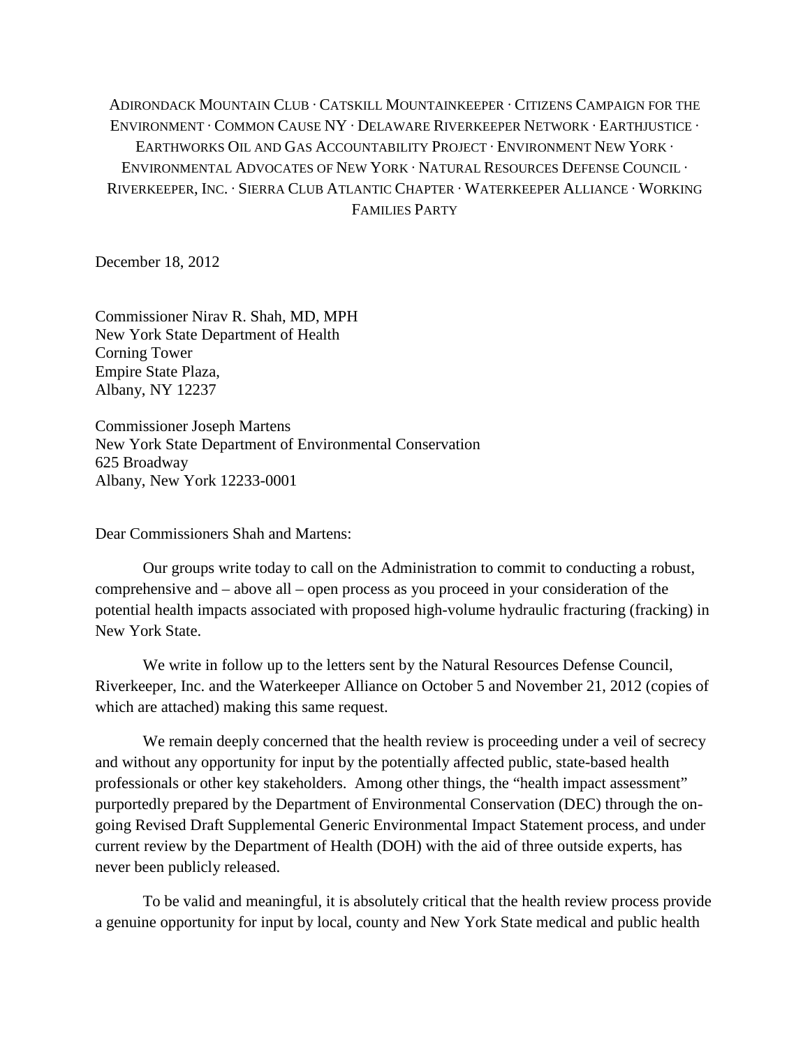ADIRONDACK MOUNTAIN CLUB · CATSKILL MOUNTAINKEEPER · CITIZENS CAMPAIGN FOR THE ENVIRONMENT · COMMON CAUSE NY · DELAWARE RIVERKEEPER NETWORK · EARTHJUSTICE · EARTHWORKS OIL AND GAS ACCOUNTABILITY PROJECT · ENVIRONMENT NEW YORK · ENVIRONMENTAL ADVOCATES OF NEW YORK · NATURAL RESOURCES DEFENSE COUNCIL · RIVERKEEPER, INC. · SIERRA CLUB ATLANTIC CHAPTER · WATERKEEPER ALLIANCE · WORKING FAMILIES PARTY

December 18, 2012

Commissioner Nirav R. Shah, MD, MPH
New York State Department of Health
Corning Tower
Empire State Plaza,
Albany, NY 12237

Commissioner Joseph Martens
New York State Department of Environmental Conservation
625 Broadway
Albany, New York 12233-0001

Dear Commissioners Shah and Martens:

Our groups write today to call on the Administration to commit to conducting a robust, comprehensive and – above all – open process as you proceed in your consideration of the potential health impacts associated with proposed high-volume hydraulic fracturing (fracking) in New York State.

We write in follow up to the letters sent by the Natural Resources Defense Council, Riverkeeper, Inc. and the Waterkeeper Alliance on October 5 and November 21, 2012 (copies of which are attached) making this same request.

We remain deeply concerned that the health review is proceeding under a veil of secrecy and without any opportunity for input by the potentially affected public, state-based health professionals or other key stakeholders. Among other things, the "health impact assessment" purportedly prepared by the Department of Environmental Conservation (DEC) through the on-going Revised Draft Supplemental Generic Environmental Impact Statement process, and under current review by the Department of Health (DOH) with the aid of three outside experts, has never been publicly released.

To be valid and meaningful, it is absolutely critical that the health review process provide a genuine opportunity for input by local, county and New York State medical and public health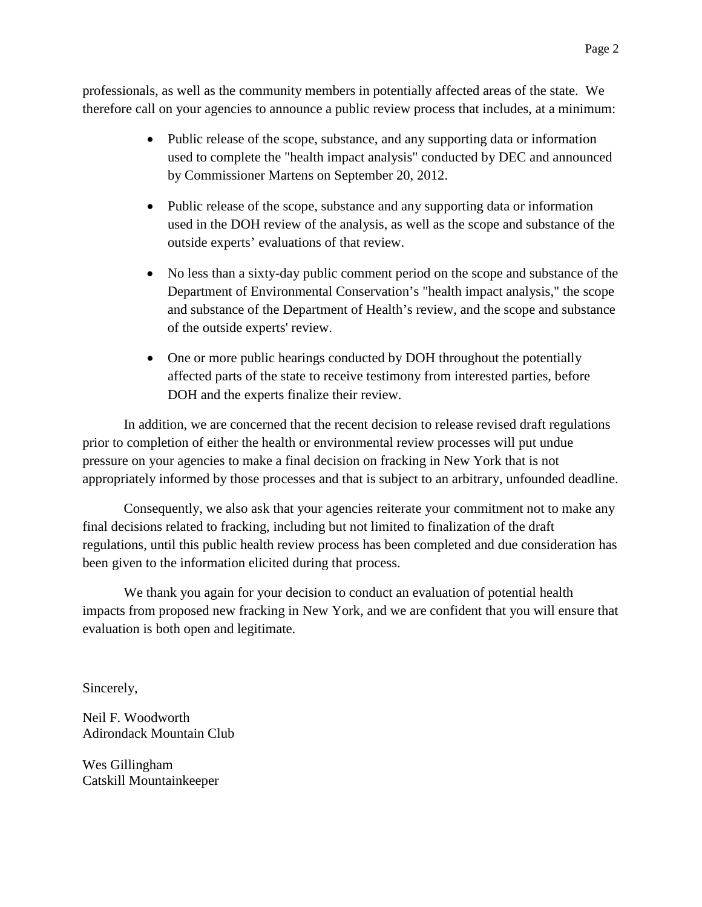professionals, as well as the community members in potentially affected areas of the state. We therefore call on your agencies to announce a public review process that includes, at a minimum:

- Public release of the scope, substance, and any supporting data or information used to complete the "health impact analysis" conducted by DEC and announced by Commissioner Martens on September 20, 2012.

- Public release of the scope, substance and any supporting data or information used in the DOH review of the analysis, as well as the scope and substance of the outside experts' evaluations of that review.

- No less than a sixty-day public comment period on the scope and substance of the Department of Environmental Conservation's "health impact analysis," the scope and substance of the Department of Health's review, and the scope and substance of the outside experts' review.

- One or more public hearings conducted by DOH throughout the potentially affected parts of the state to receive testimony from interested parties, before DOH and the experts finalize their review.

In addition, we are concerned that the recent decision to release revised draft regulations prior to completion of either the health or environmental review processes will put undue pressure on your agencies to make a final decision on fracking in New York that is not appropriately informed by those processes and that is subject to an arbitrary, unfounded deadline.

Consequently, we also ask that your agencies reiterate your commitment not to make any final decisions related to fracking, including but not limited to finalization of the draft regulations, until this public health review process has been completed and due consideration has been given to the information elicited during that process.

We thank you again for your decision to conduct an evaluation of potential health impacts from proposed new fracking in New York, and we are confident that you will ensure that evaluation is both open and legitimate.

Sincerely,

Neil F. Woodworth
Adirondack Mountain Club

Wes Gillingham
Catskill Mountainkeeper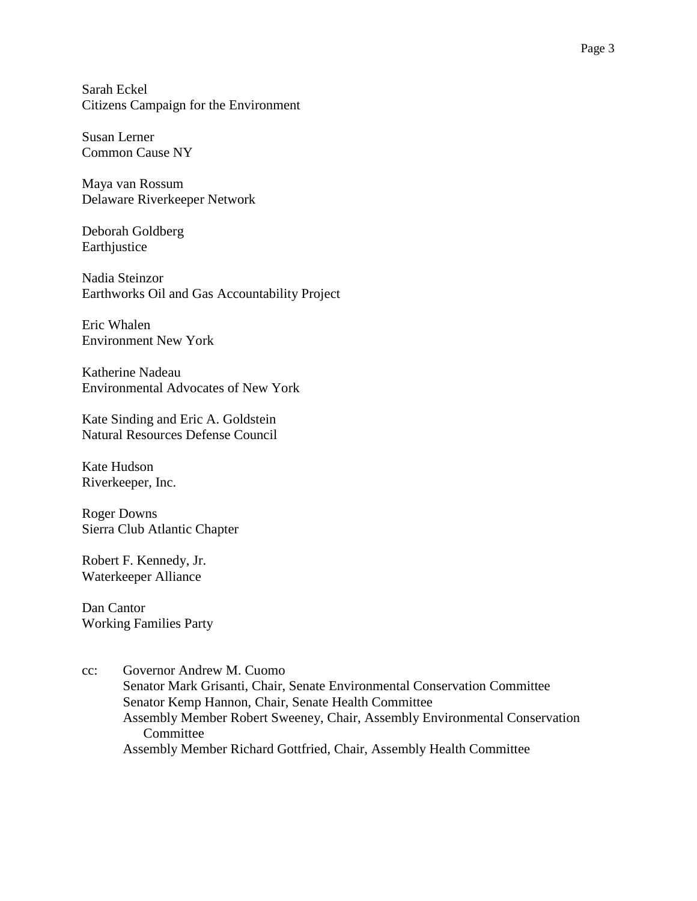Sarah Eckel
Citizens Campaign for the Environment

Susan Lerner
Common Cause NY

Maya van Rossum
Delaware Riverkeeper Network

Deborah Goldberg
Earthjustice

Nadia Steinzor
Earthworks Oil and Gas Accountability Project

Eric Whalen
Environment New York

Katherine Nadeau
Environmental Advocates of New York

Kate Sinding and Eric A. Goldstein
Natural Resources Defense Council

Kate Hudson
Riverkeeper, Inc.

Roger Downs
Sierra Club Atlantic Chapter

Robert F. Kennedy, Jr.
Waterkeeper Alliance

Dan Cantor
Working Families Party

cc: Governor Andrew M. Cuomo
Senator Mark Grisanti, Chair, Senate Environmental Conservation Committee
Senator Kemp Hannon, Chair, Senate Health Committee
Assembly Member Robert Sweeney, Chair, Assembly Environmental Conservation Committee
Assembly Member Richard Gottfried, Chair, Assembly Health Committee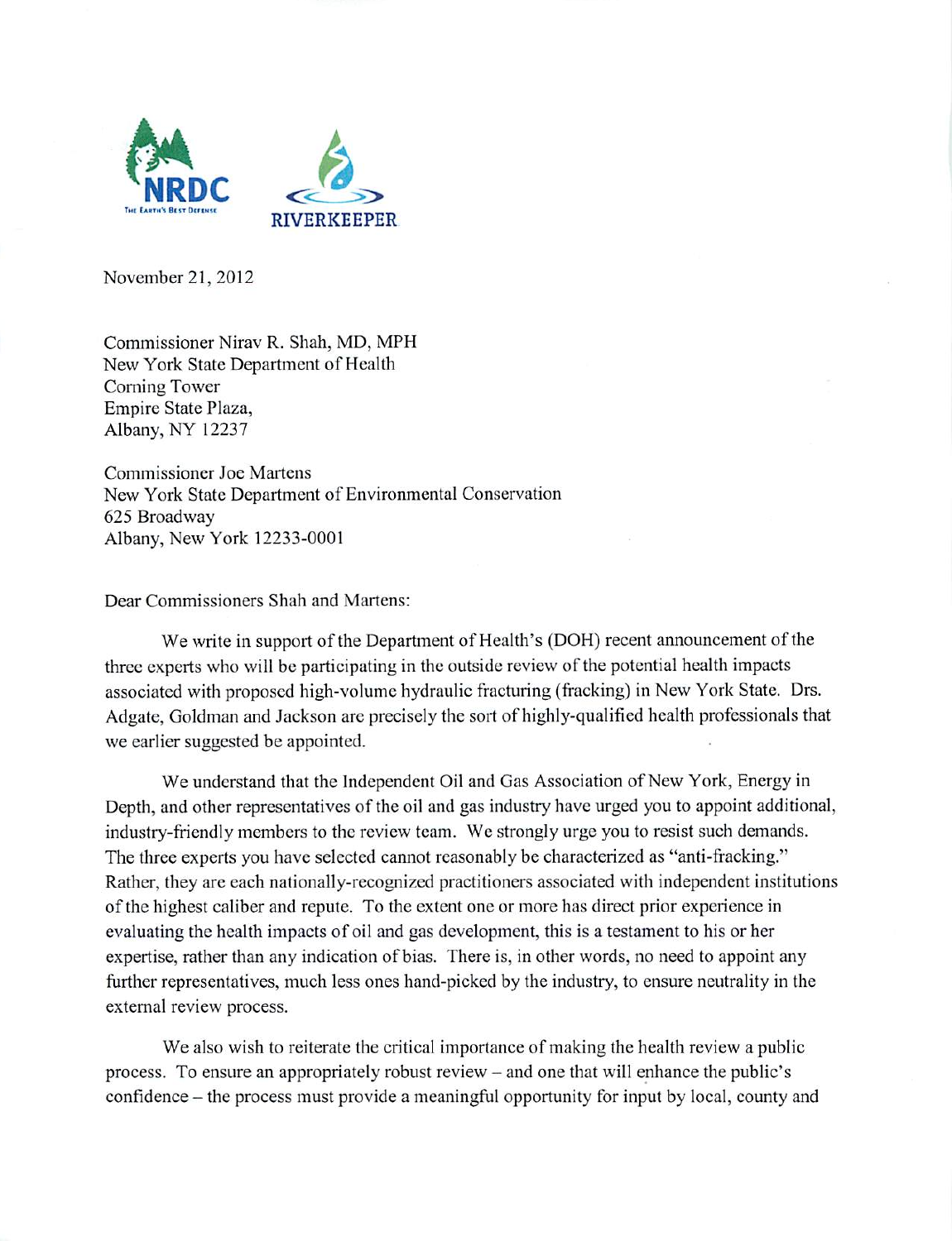NRDC
THE EARTH'S BEST DEFENSE

RIVERKEEPER

November 21, 2012

Commissioner Nirav R. Shah, MD, MPH
New York State Department of Health
Corning Tower
Empire State Plaza,
Albany, NY 12237

Commissioner Joe Martens
New York State Department of Environmental Conservation
625 Broadway
Albany, New York 12233-0001

Dear Commissioners Shah and Martens:

We write in support of the Department of Health's (DOH) recent announcement of the three experts who will be participating in the outside review of the potential health impacts associated with proposed high-volume hydraulic fracturing (fracking) in New York State. Drs. Adgate, Goldman and Jackson are precisely the sort of highly-qualified health professionals that we earlier suggested be appointed.

We understand that the Independent Oil and Gas Association of New York, Energy in Depth, and other representatives of the oil and gas industry have urged you to appoint additional, industry-friendly members to the review team. We strongly urge you to resist such demands. The three experts you have selected cannot reasonably be characterized as "anti-fracking." Rather, they are each nationally-recognized practitioners associated with independent institutions of the highest caliber and repute. To the extent one or more has direct prior experience in evaluating the health impacts of oil and gas development, this is a testament to his or her expertise, rather than any indication of bias. There is, in other words, no need to appoint any further representatives, much less ones hand-picked by the industry, to ensure neutrality in the external review process.

We also wish to reiterate the critical importance of making the health review a public process. To ensure an appropriately robust review – and one that will enhance the public's confidence – the process must provide a meaningful opportunity for input by local, county and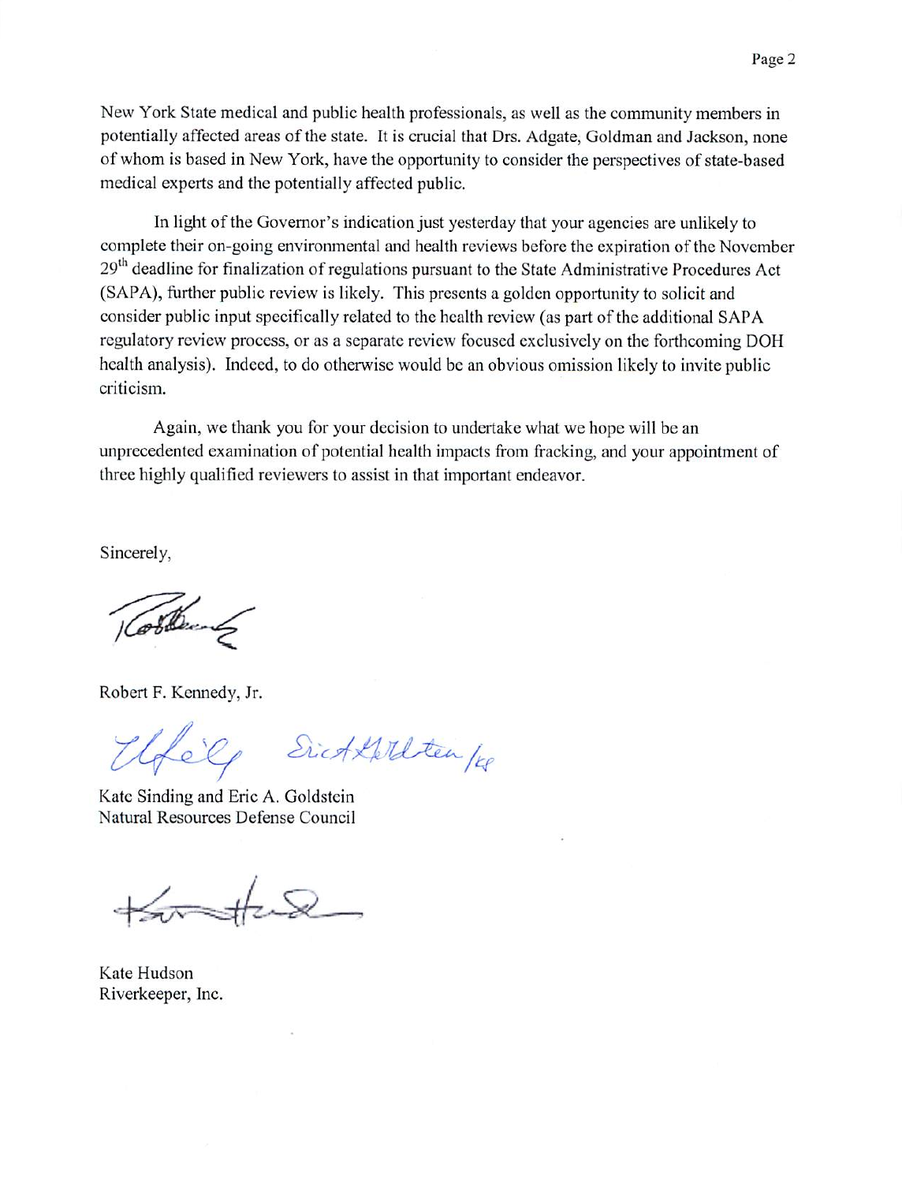New York State medical and public health professionals, as well as the community members in potentially affected areas of the state. It is crucial that Drs. Adgate, Goldman and Jackson, none of whom is based in New York, have the opportunity to consider the perspectives of state-based medical experts and the potentially affected public.

In light of the Governor's indication just yesterday that your agencies are unlikely to complete their on-going environmental and health reviews before the expiration of the November 29th deadline for finalization of regulations pursuant to the State Administrative Procedures Act (SAPA), further public review is likely. This presents a golden opportunity to solicit and consider public input specifically related to the health review (as part of the additional SAPA regulatory review process, or as a separate review focused exclusively on the forthcoming DOH health analysis). Indeed, to do otherwise would be an obvious omission likely to invite public criticism.

Again, we thank you for your decision to undertake what we hope will be an unprecedented examination of potential health impacts from fracking, and your appointment of three highly qualified reviewers to assist in that important endeavor.

Sincerely,

Robert F. Kennedy, Jr.

Kate Sinding and Eric A. Goldstein
Natural Resources Defense Council

Kate Hudson
Riverkeeper, Inc.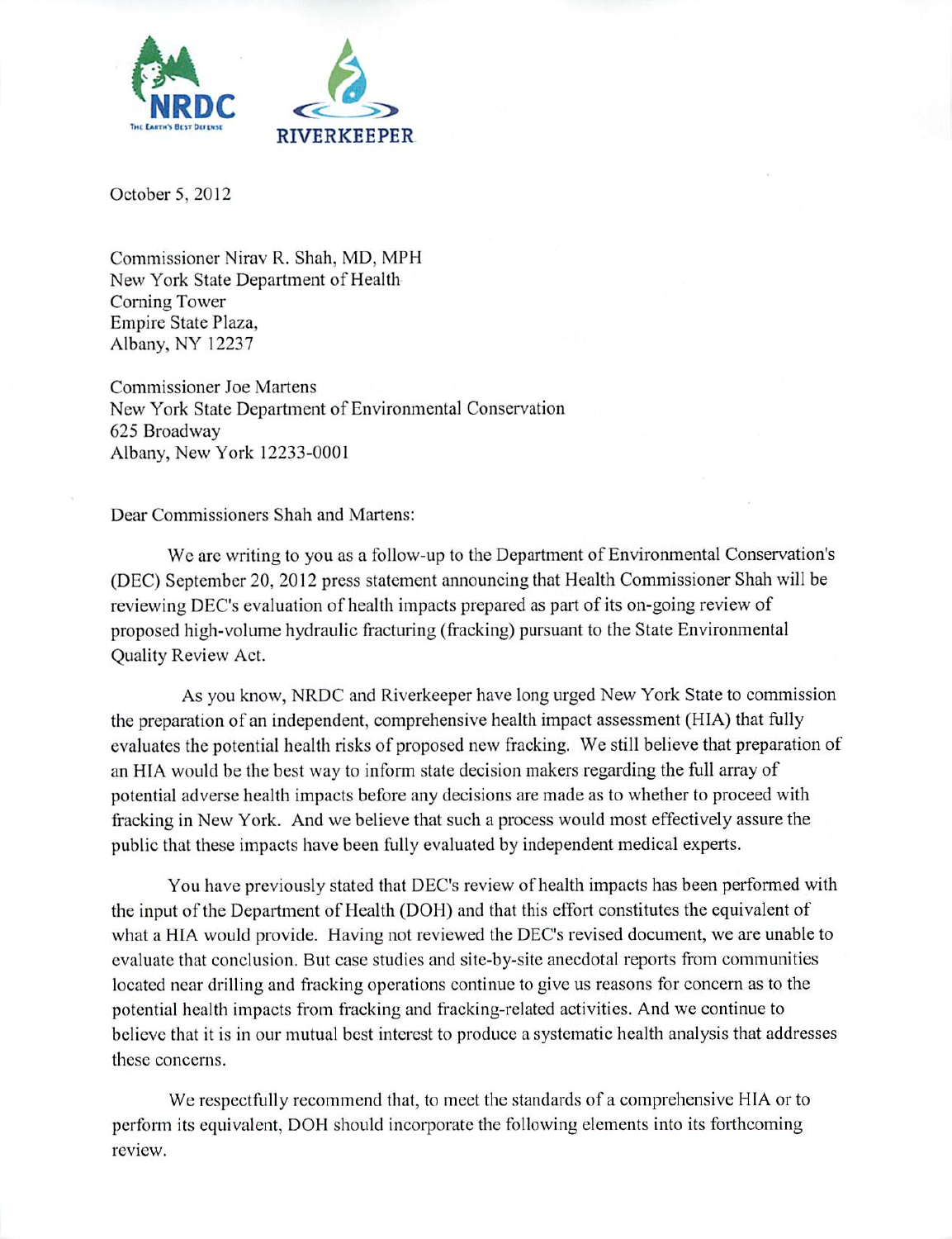NRDC
THE EARTH'S BEST DEFENSE

RIVERKEEPER

October 5, 2012

Commissioner Nirav R. Shah, MD, MPH
New York State Department of Health
Corning Tower
Empire State Plaza,
Albany, NY 12237

Commissioner Joe Martens
New York State Department of Environmental Conservation
625 Broadway
Albany, New York 12233-0001

Dear Commissioners Shah and Martens:

We are writing to you as a follow-up to the Department of Environmental Conservation's (DEC) September 20, 2012 press statement announcing that Health Commissioner Shah will be reviewing DEC's evaluation of health impacts prepared as part of its on-going review of proposed high-volume hydraulic fracturing (fracking) pursuant to the State Environmental Quality Review Act.

As you know, NRDC and Riverkeeper have long urged New York State to commission the preparation of an independent, comprehensive health impact assessment (HIA) that fully evaluates the potential health risks of proposed new fracking. We still believe that preparation of an HIA would be the best way to inform state decision makers regarding the full array of potential adverse health impacts before any decisions are made as to whether to proceed with fracking in New York. And we believe that such a process would most effectively assure the public that these impacts have been fully evaluated by independent medical experts.

You have previously stated that DEC's review of health impacts has been performed with the input of the Department of Health (DOH) and that this effort constitutes the equivalent of what a HIA would provide. Having not reviewed the DEC's revised document, we are unable to evaluate that conclusion. But case studies and site-by-site anecdotal reports from communities located near drilling and fracking operations continue to give us reasons for concern as to the potential health impacts from fracking and fracking-related activities. And we continue to believe that it is in our mutual best interest to produce a systematic health analysis that addresses these concerns.

We respectfully recommend that, to meet the standards of a comprehensive HIA or to perform its equivalent, DOH should incorporate the following elements into its forthcoming review.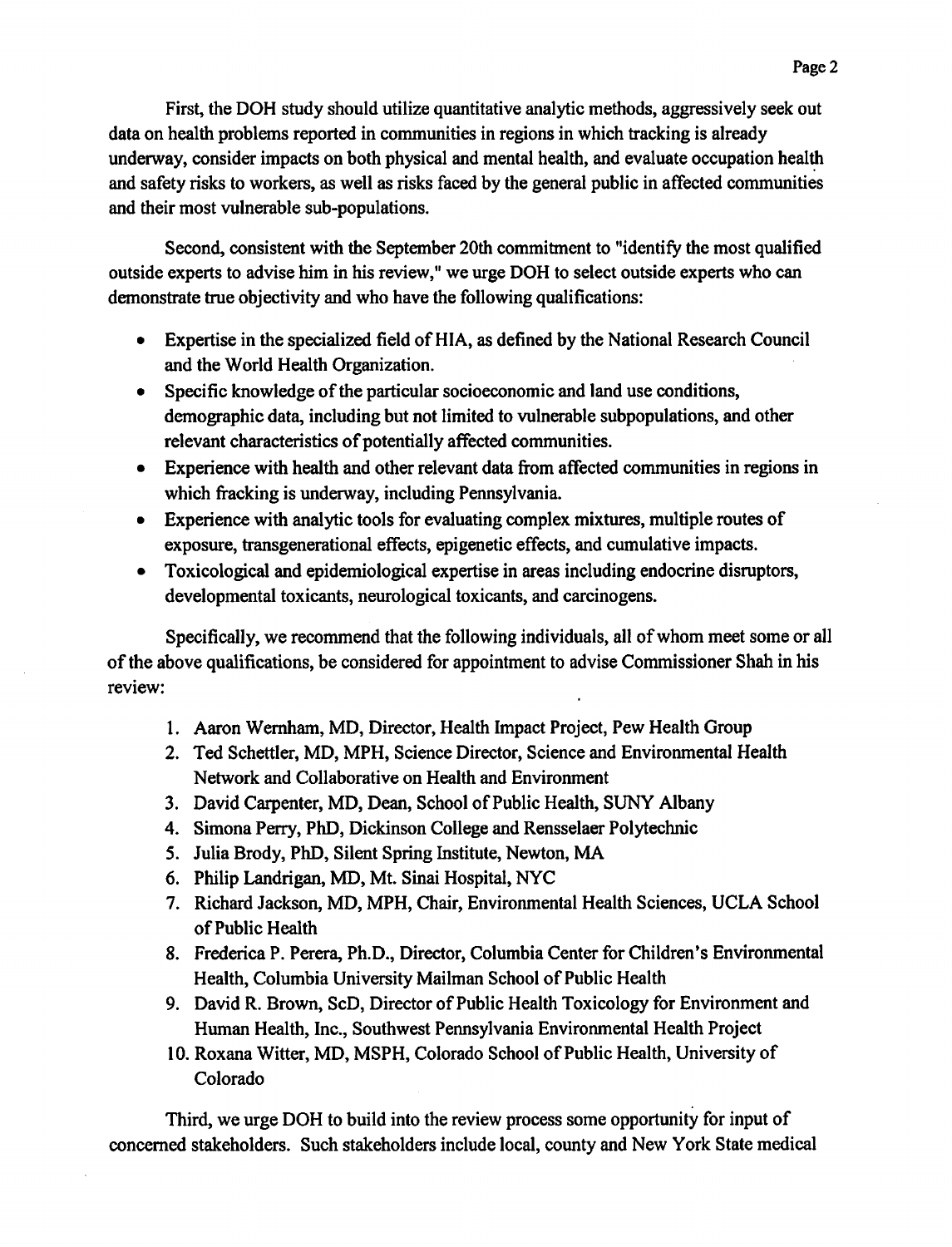First, the DOH study should utilize quantitative analytic methods, aggressively seek out data on health problems reported in communities in regions in which tracking is already underway, consider impacts on both physical and mental health, and evaluate occupation health and safety risks to workers, as well as risks faced by the general public in affected communities and their most vulnerable sub-populations.

Second, consistent with the September 20th commitment to "identify the most qualified outside experts to advise him in his review," we urge DOH to select outside experts who can demonstrate true objectivity and who have the following qualifications:

- Expertise in the specialized field of HIA, as defined by the National Research Council and the World Health Organization.
- Specific knowledge of the particular socioeconomic and land use conditions, demographic data, including but not limited to vulnerable subpopulations, and other relevant characteristics of potentially affected communities.
- Experience with health and other relevant data from affected communities in regions in which fracking is underway, including Pennsylvania.
- Experience with analytic tools for evaluating complex mixtures, multiple routes of exposure, transgenerational effects, epigenetic effects, and cumulative impacts.
- Toxicological and epidemiological expertise in areas including endocrine disruptors, developmental toxicants, neurological toxicants, and carcinogens.

Specifically, we recommend that the following individuals, all of whom meet some or all of the above qualifications, be considered for appointment to advise Commissioner Shah in his review:

1. Aaron Wernham, MD, Director, Health Impact Project, Pew Health Group
2. Ted Schettler, MD, MPH, Science Director, Science and Environmental Health Network and Collaborative on Health and Environment
3. David Carpenter, MD, Dean, School of Public Health, SUNY Albany
4. Simona Perry, PhD, Dickinson College and Rensselaer Polytechnic
5. Julia Brody, PhD, Silent Spring Institute, Newton, MA
6. Philip Landrigan, MD, Mt. Sinai Hospital, NYC
7. Richard Jackson, MD, MPH, Chair, Environmental Health Sciences, UCLA School of Public Health
8. Frederica P. Perera, Ph.D., Director, Columbia Center for Children's Environmental Health, Columbia University Mailman School of Public Health
9. David R. Brown, ScD, Director of Public Health Toxicology for Environment and Human Health, Inc., Southwest Pennsylvania Environmental Health Project
10. Roxana Witter, MD, MSPH, Colorado School of Public Health, University of Colorado

Third, we urge DOH to build into the review process some opportunity for input of concerned stakeholders. Such stakeholders include local, county and New York State medical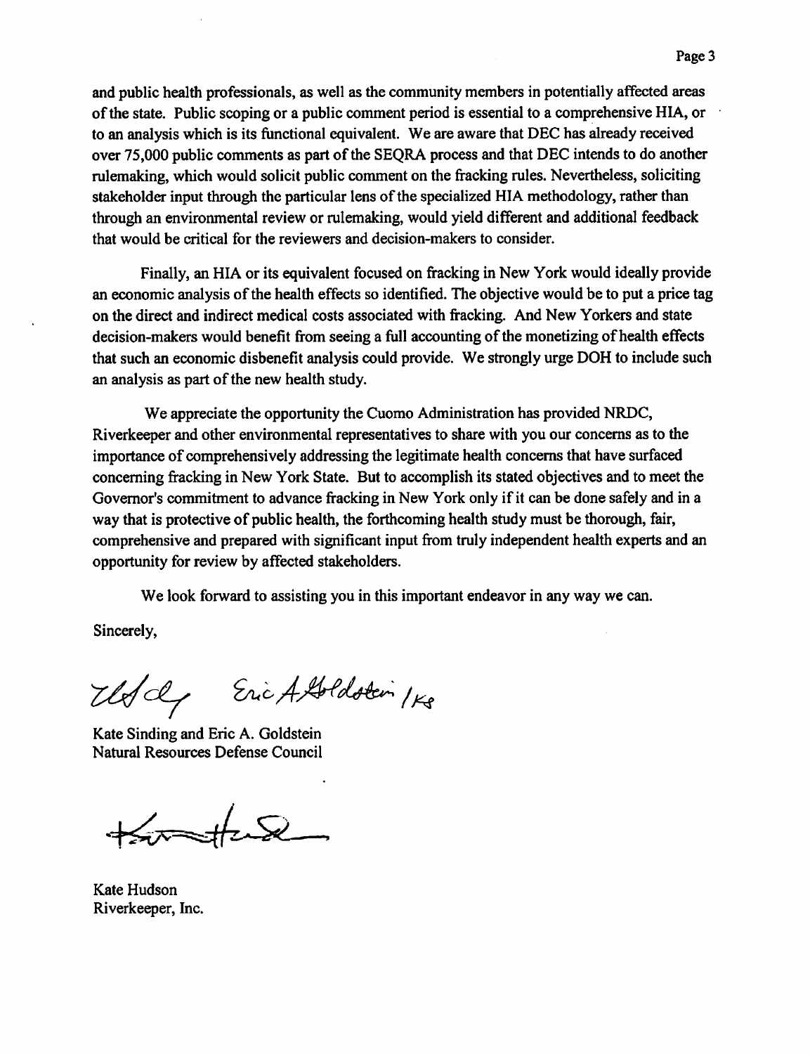and public health professionals, as well as the community members in potentially affected areas of the state. Public scoping or a public comment period is essential to a comprehensive HIA, or to an analysis which is its functional equivalent. We are aware that DEC has already received over 75,000 public comments as part of the SEQRA process and that DEC intends to do another rulemaking, which would solicit public comment on the fracking rules. Nevertheless, soliciting stakeholder input through the particular lens of the specialized HIA methodology, rather than through an environmental review or rulemaking, would yield different and additional feedback that would be critical for the reviewers and decision-makers to consider.

Finally, an HIA or its equivalent focused on fracking in New York would ideally provide an economic analysis of the health effects so identified. The objective would be to put a price tag on the direct and indirect medical costs associated with fracking. And New Yorkers and state decision-makers would benefit from seeing a full accounting of the monetizing of health effects that such an economic disbenefit analysis could provide. We strongly urge DOH to include such an analysis as part of the new health study.

We appreciate the opportunity the Cuomo Administration has provided NRDC, Riverkeeper and other environmental representatives to share with you our concerns as to the importance of comprehensively addressing the legitimate health concerns that have surfaced concerning fracking in New York State. But to accomplish its stated objectives and to meet the Governor's commitment to advance fracking in New York only if it can be done safely and in a way that is protective of public health, the forthcoming health study must be thorough, fair, comprehensive and prepared with significant input from truly independent health experts and an opportunity for review by affected stakeholders.

We look forward to assisting you in this important endeavor in any way we can.

Sincerely,

Kate Sinding and Eric A. Goldstein
Natural Resources Defense Council

Kate Hudson
Riverkeeper, Inc.